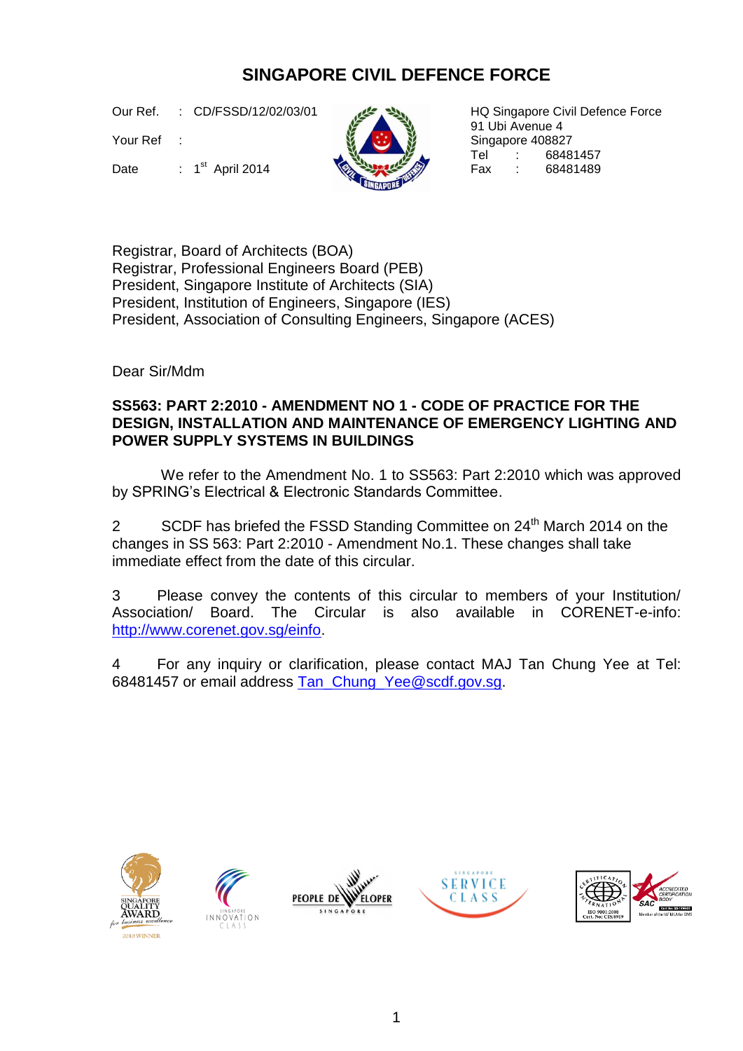# SINGAPORE CIVIL DEFENCE FORCE

Our Ref. : CD/FSSD/12/02/03/01

Your Ref :

Date : 1st April 2014

HQ Singapore Civil Defence Force
91 Ubi Avenue 4
Singapore 408827
Tel : 68481457
Fax : 68481489

Registrar, Board of Architects (BOA)
Registrar, Professional Engineers Board (PEB)
President, Singapore Institute of Architects (SIA)
President, Institution of Engineers, Singapore (IES)
President, Association of Consulting Engineers, Singapore (ACES)

Dear Sir/Mdm

**SS563: PART 2:2010 - AMENDMENT NO 1 - CODE OF PRACTICE FOR THE DESIGN, INSTALLATION AND MAINTENANCE OF EMERGENCY LIGHTING AND POWER SUPPLY SYSTEMS IN BUILDINGS**

We refer to the Amendment No. 1 to SS563: Part 2:2010 which was approved by SPRING's Electrical & Electronic Standards Committee.

2 SCDF has briefed the FSSD Standing Committee on 24th March 2014 on the changes in SS 563: Part 2:2010 - Amendment No.1. These changes shall take immediate effect from the date of this circular.

3 Please convey the contents of this circular to members of your Institution/ Association/ Board. The Circular is also available in CORENET-e-info: http://www.corenet.gov.sg/einfo.

4 For any inquiry or clarification, please contact MAJ Tan Chung Yee at Tel: 68481457 or email address Tan_Chung_Yee@scdf.gov.sg.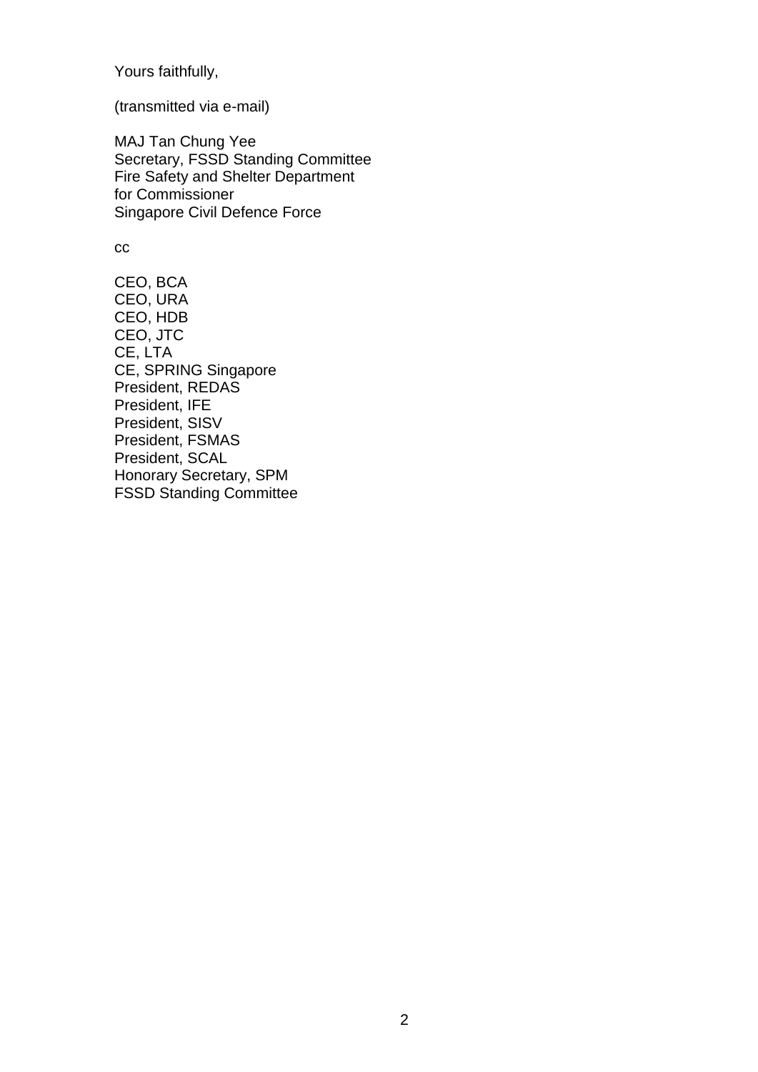Yours faithfully,

(transmitted via e-mail)

MAJ Tan Chung Yee
Secretary, FSSD Standing Committee
Fire Safety and Shelter Department
for Commissioner
Singapore Civil Defence Force

cc

CEO, BCA
CEO, URA
CEO, HDB
CEO, JTC
CE, LTA
CE, SPRING Singapore
President, REDAS
President, IFE
President, SISV
President, FSMAS
President, SCAL
Honorary Secretary, SPM
FSSD Standing Committee